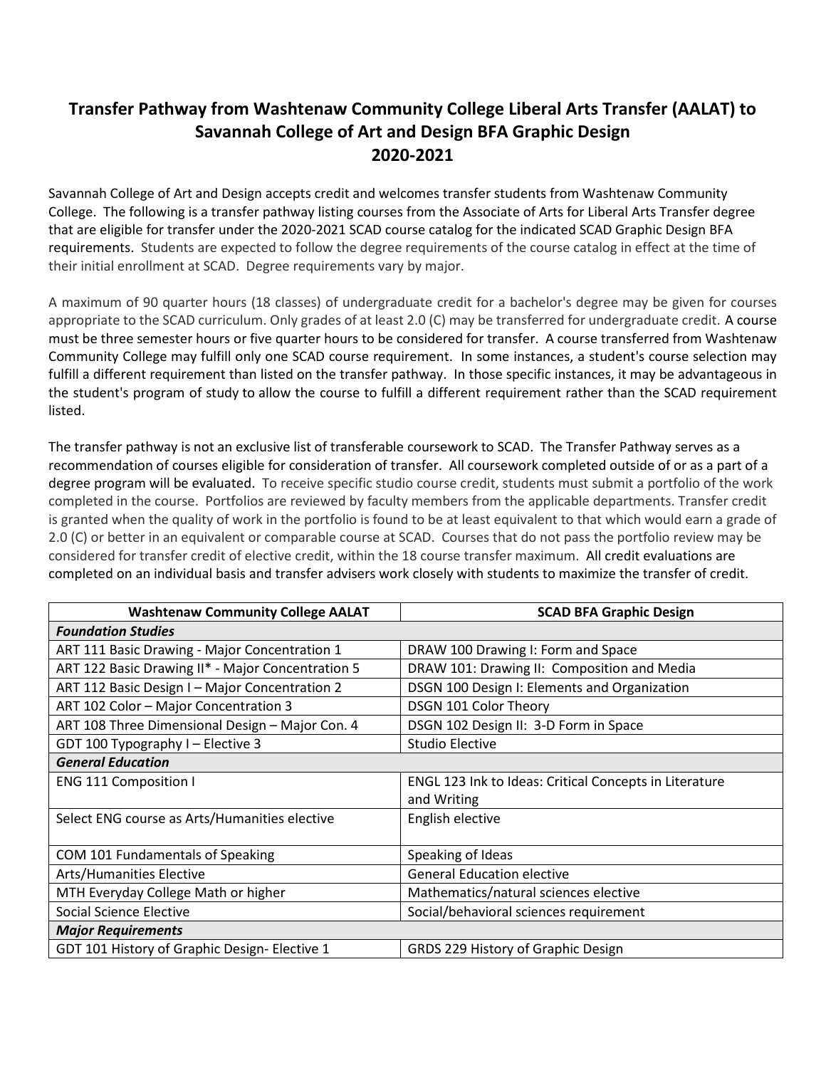# Transfer Pathway from Washtenaw Community College Liberal Arts Transfer (AALAT) to Savannah College of Art and Design BFA Graphic Design 2020-2021

Savannah College of Art and Design accepts credit and welcomes transfer students from Washtenaw Community College. The following is a transfer pathway listing courses from the Associate of Arts for Liberal Arts Transfer degree that are eligible for transfer under the 2020-2021 SCAD course catalog for the indicated SCAD Graphic Design BFA requirements. Students are expected to follow the degree requirements of the course catalog in effect at the time of their initial enrollment at SCAD. Degree requirements vary by major.

A maximum of 90 quarter hours (18 classes) of undergraduate credit for a bachelor's degree may be given for courses appropriate to the SCAD curriculum. Only grades of at least 2.0 (C) may be transferred for undergraduate credit. A course must be three semester hours or five quarter hours to be considered for transfer. A course transferred from Washtenaw Community College may fulfill only one SCAD course requirement. In some instances, a student's course selection may fulfill a different requirement than listed on the transfer pathway. In those specific instances, it may be advantageous in the student's program of study to allow the course to fulfill a different requirement rather than the SCAD requirement listed.

The transfer pathway is not an exclusive list of transferable coursework to SCAD. The Transfer Pathway serves as a recommendation of courses eligible for consideration of transfer. All coursework completed outside of or as a part of a degree program will be evaluated. To receive specific studio course credit, students must submit a portfolio of the work completed in the course. Portfolios are reviewed by faculty members from the applicable departments. Transfer credit is granted when the quality of work in the portfolio is found to be at least equivalent to that which would earn a grade of 2.0 (C) or better in an equivalent or comparable course at SCAD. Courses that do not pass the portfolio review may be considered for transfer credit of elective credit, within the 18 course transfer maximum. All credit evaluations are completed on an individual basis and transfer advisers work closely with students to maximize the transfer of credit.

| Washtenaw Community College AALAT | SCAD BFA Graphic Design |
|---|---|
| ***Foundation Studies*** | |
| ART 111 Basic Drawing - Major Concentration 1 | DRAW 100 Drawing I: Form and Space |
| ART 122 Basic Drawing II* - Major Concentration 5 | DRAW 101: Drawing II: Composition and Media |
| ART 112 Basic Design I – Major Concentration 2 | DSGN 100 Design I: Elements and Organization |
| ART 102 Color – Major Concentration 3 | DSGN 101 Color Theory |
| ART 108 Three Dimensional Design – Major Con. 4 | DSGN 102 Design II: 3-D Form in Space |
| GDT 100 Typography I – Elective 3 | Studio Elective |
| ***General Education*** | |
| ENG 111 Composition I | ENGL 123 Ink to Ideas: Critical Concepts in Literature and Writing |
| Select ENG course as Arts/Humanities elective | English elective |
| COM 101 Fundamentals of Speaking | Speaking of Ideas |
| Arts/Humanities Elective | General Education elective |
| MTH Everyday College Math or higher | Mathematics/natural sciences elective |
| Social Science Elective | Social/behavioral sciences requirement |
| ***Major Requirements*** | |
| GDT 101 History of Graphic Design- Elective 1 | GRDS 229 History of Graphic Design |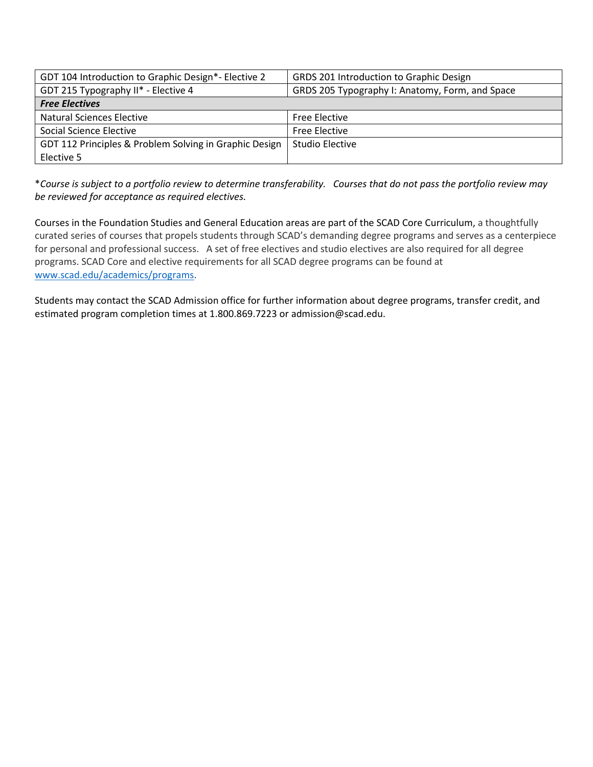| | |
|---|---|
| GDT 104 Introduction to Graphic Design*- Elective 2 | GRDS 201 Introduction to Graphic Design |
| GDT 215 Typography II* - Elective 4 | GRDS 205 Typography I: Anatomy, Form, and Space |
| ***Free Electives*** | |
| Natural Sciences Elective | Free Elective |
| Social Science Elective | Free Elective |
| GDT 112 Principles & Problem Solving in Graphic Design Elective 5 | Studio Elective |

**Course is subject to a portfolio review to determine transferability. Courses that do not pass the portfolio review may be reviewed for acceptance as required electives.*

Courses in the Foundation Studies and General Education areas are part of the SCAD Core Curriculum, a thoughtfully curated series of courses that propels students through SCAD's demanding degree programs and serves as a centerpiece for personal and professional success. A set of free electives and studio electives are also required for all degree programs. SCAD Core and elective requirements for all SCAD degree programs can be found at [www.scad.edu/academics/programs](http://www.scad.edu/academics/programs).

Students may contact the SCAD Admission office for further information about degree programs, transfer credit, and estimated program completion times at 1.800.869.7223 or admission@scad.edu.